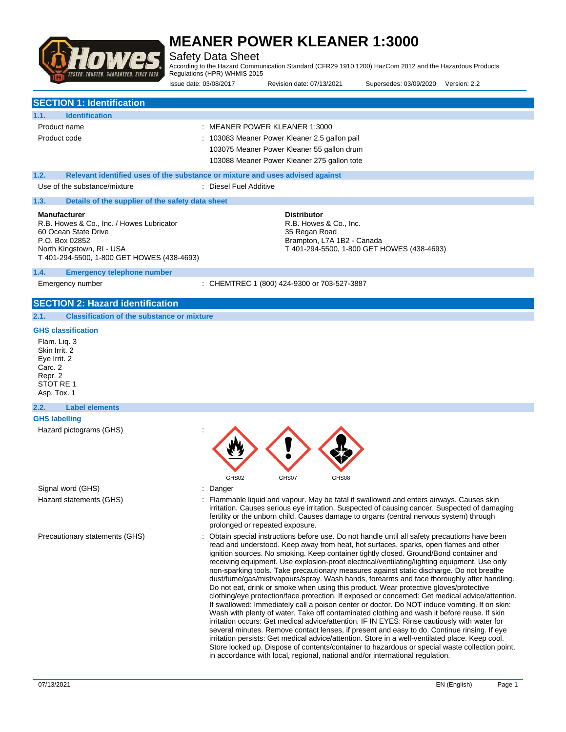# MEANER POWER KLEANER 1:3000

Safety Data Sheet

According to the Hazard Communication Standard (CFR29 1910.1200) HazCom 2012 and the Hazardous Products Regulations (HPR) WHMIS 2015

Issue date: 03/08/2017 Revision date: 07/13/2021 Supersedes: 03/09/2020 Version: 2.2

## SECTION 1: Identification

### 1.1. Identification

Product name : MEANER POWER KLEANER 1:3000

Product code : 103083 Meaner Power Kleaner 2.5 gallon pail
103075 Meaner Power Kleaner 55 gallon drum
103088 Meaner Power Kleaner 275 gallon tote

### 1.2. Relevant identified uses of the substance or mixture and uses advised against

Use of the substance/mixture : Diesel Fuel Additive

### 1.3. Details of the supplier of the safety data sheet

**Manufacturer**
R.B. Howes & Co., Inc. / Howes Lubricator
60 Ocean State Drive
P.O. Box 02852
North Kingstown, RI - USA
T 401-294-5500, 1-800 GET HOWES (438-4693)

**Distributor**
R.B. Howes & Co., Inc.
35 Regan Road
Brampton, L7A 1B2 - Canada
T 401-294-5500, 1-800 GET HOWES (438-4693)

### 1.4. Emergency telephone number

Emergency number : CHEMTREC 1 (800) 424-9300 or 703-527-3887

## SECTION 2: Hazard identification

### 2.1. Classification of the substance or mixture

**GHS classification**

Flam. Liq. 3
Skin Irrit. 2
Eye Irrit. 2
Carc. 2
Repr. 2
STOT RE 1
Asp. Tox. 1

### 2.2. Label elements

**GHS labelling**

Hazard pictograms (GHS) : GHS02 GHS07 GHS08

Signal word (GHS) : Danger

Hazard statements (GHS) : Flammable liquid and vapour. May be fatal if swallowed and enters airways. Causes skin irritation. Causes serious eye irritation. Suspected of causing cancer. Suspected of damaging fertility or the unborn child. Causes damage to organs (central nervous system) through prolonged or repeated exposure.

Precautionary statements (GHS) : Obtain special instructions before use. Do not handle until all safety precautions have been read and understood. Keep away from heat, hot surfaces, sparks, open flames and other ignition sources. No smoking. Keep container tightly closed. Ground/Bond container and receiving equipment. Use explosion-proof electrical/ventilating/lighting equipment. Use only non-sparking tools. Take precautionary measures against static discharge. Do not breathe dust/fume/gas/mist/vapours/spray. Wash hands, forearms and face thoroughly after handling. Do not eat, drink or smoke when using this product. Wear protective gloves/protective clothing/eye protection/face protection. If exposed or concerned: Get medical advice/attention. If swallowed: Immediately call a poison center or doctor. Do NOT induce vomiting. If on skin: Wash with plenty of water. Take off contaminated clothing and wash it before reuse. If skin irritation occurs: Get medical advice/attention. IF IN EYES: Rinse cautiously with water for several minutes. Remove contact lenses, if present and easy to do. Continue rinsing. If eye irritation persists: Get medical advice/attention. Store in a well-ventilated place. Keep cool. Store locked up. Dispose of contents/container to hazardous or special waste collection point, in accordance with local, regional, national and/or international regulation.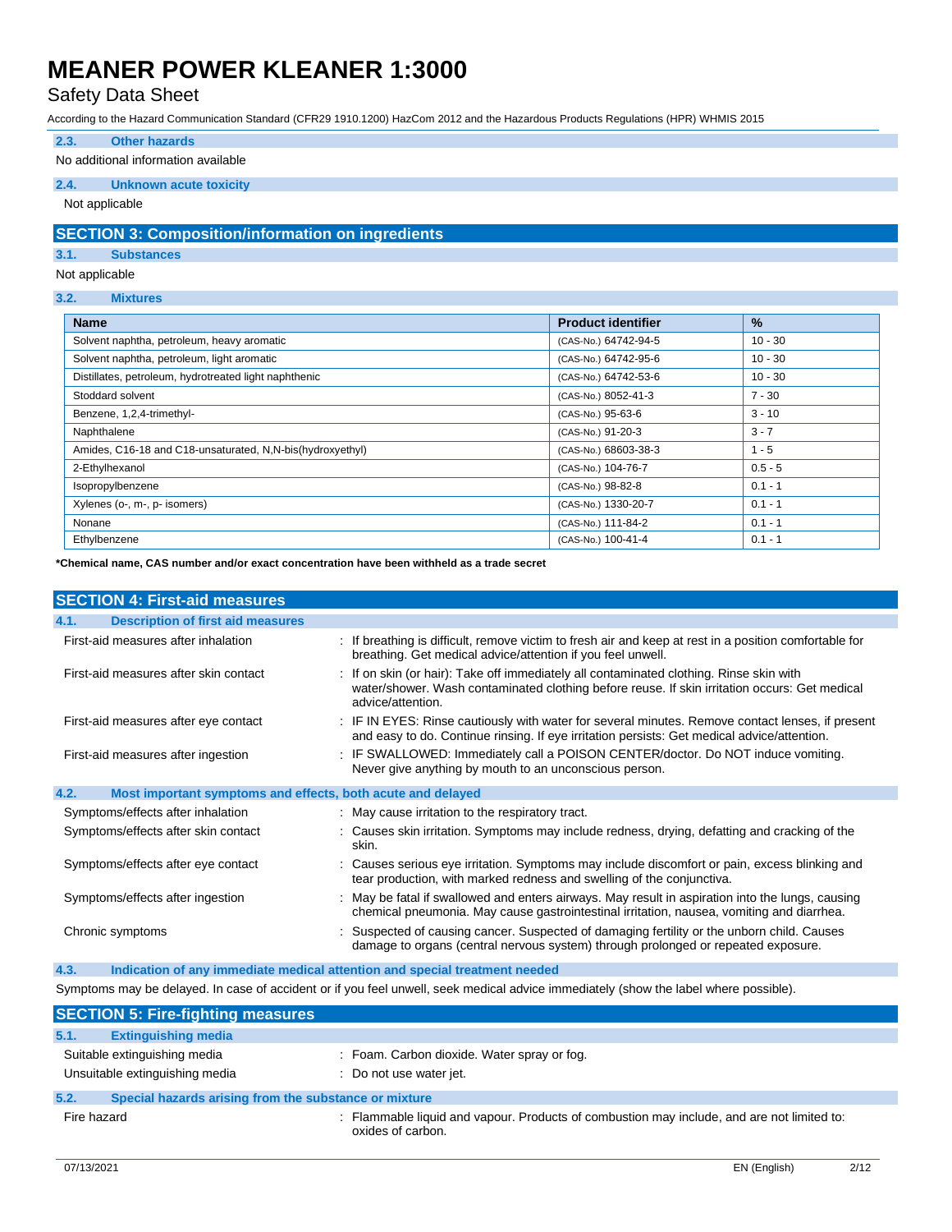### 2.3. Other hazards

No additional information available

### 2.4. Unknown acute toxicity

Not applicable

## SECTION 3: Composition/information on ingredients

### 3.1. Substances

Not applicable

### 3.2. Mixtures

| Name | Product identifier | % |
|---|---|---|
| Solvent naphtha, petroleum, heavy aromatic | (CAS-No.) 64742-94-5 | 10 - 30 |
| Solvent naphtha, petroleum, light aromatic | (CAS-No.) 64742-95-6 | 10 - 30 |
| Distillates, petroleum, hydrotreated light naphthenic | (CAS-No.) 64742-53-6 | 10 - 30 |
| Stoddard solvent | (CAS-No.) 8052-41-3 | 7 - 30 |
| Benzene, 1,2,4-trimethyl- | (CAS-No.) 95-63-6 | 3 - 10 |
| Naphthalene | (CAS-No.) 91-20-3 | 3 - 7 |
| Amides, C16-18 and C18-unsaturated, N,N-bis(hydroxyethyl) | (CAS-No.) 68603-38-3 | 1 - 5 |
| 2-Ethylhexanol | (CAS-No.) 104-76-7 | 0.5 - 5 |
| Isopropylbenzene | (CAS-No.) 98-82-8 | 0.1 - 1 |
| Xylenes (o-, m-, p- isomers) | (CAS-No.) 1330-20-7 | 0.1 - 1 |
| Nonane | (CAS-No.) 111-84-2 | 0.1 - 1 |
| Ethylbenzene | (CAS-No.) 100-41-4 | 0.1 - 1 |

**\*Chemical name, CAS number and/or exact concentration have been withheld as a trade secret**

## SECTION 4: First-aid measures

### 4.1. Description of first aid measures

First-aid measures after inhalation : If breathing is difficult, remove victim to fresh air and keep at rest in a position comfortable for breathing. Get medical advice/attention if you feel unwell.

First-aid measures after skin contact : If on skin (or hair): Take off immediately all contaminated clothing. Rinse skin with water/shower. Wash contaminated clothing before reuse. If skin irritation occurs: Get medical advice/attention.

First-aid measures after eye contact : IF IN EYES: Rinse cautiously with water for several minutes. Remove contact lenses, if present and easy to do. Continue rinsing. If eye irritation persists: Get medical advice/attention.

First-aid measures after ingestion : IF SWALLOWED: Immediately call a POISON CENTER/doctor. Do NOT induce vomiting. Never give anything by mouth to an unconscious person.

### 4.2. Most important symptoms and effects, both acute and delayed

Symptoms/effects after inhalation : May cause irritation to the respiratory tract.

Symptoms/effects after skin contact : Causes skin irritation. Symptoms may include redness, drying, defatting and cracking of the skin.

Symptoms/effects after eye contact : Causes serious eye irritation. Symptoms may include discomfort or pain, excess blinking and tear production, with marked redness and swelling of the conjunctiva.

Symptoms/effects after ingestion : May be fatal if swallowed and enters airways. May result in aspiration into the lungs, causing chemical pneumonia. May cause gastrointestinal irritation, nausea, vomiting and diarrhea.

Chronic symptoms : Suspected of causing cancer. Suspected of damaging fertility or the unborn child. Causes damage to organs (central nervous system) through prolonged or repeated exposure.

### 4.3. Indication of any immediate medical attention and special treatment needed

Symptoms may be delayed. In case of accident or if you feel unwell, seek medical advice immediately (show the label where possible).

## SECTION 5: Fire-fighting measures

### 5.1. Extinguishing media

Suitable extinguishing media : Foam. Carbon dioxide. Water spray or fog.

Unsuitable extinguishing media : Do not use water jet.

### 5.2. Special hazards arising from the substance or mixture

Fire hazard : Flammable liquid and vapour. Products of combustion may include, and are not limited to: oxides of carbon.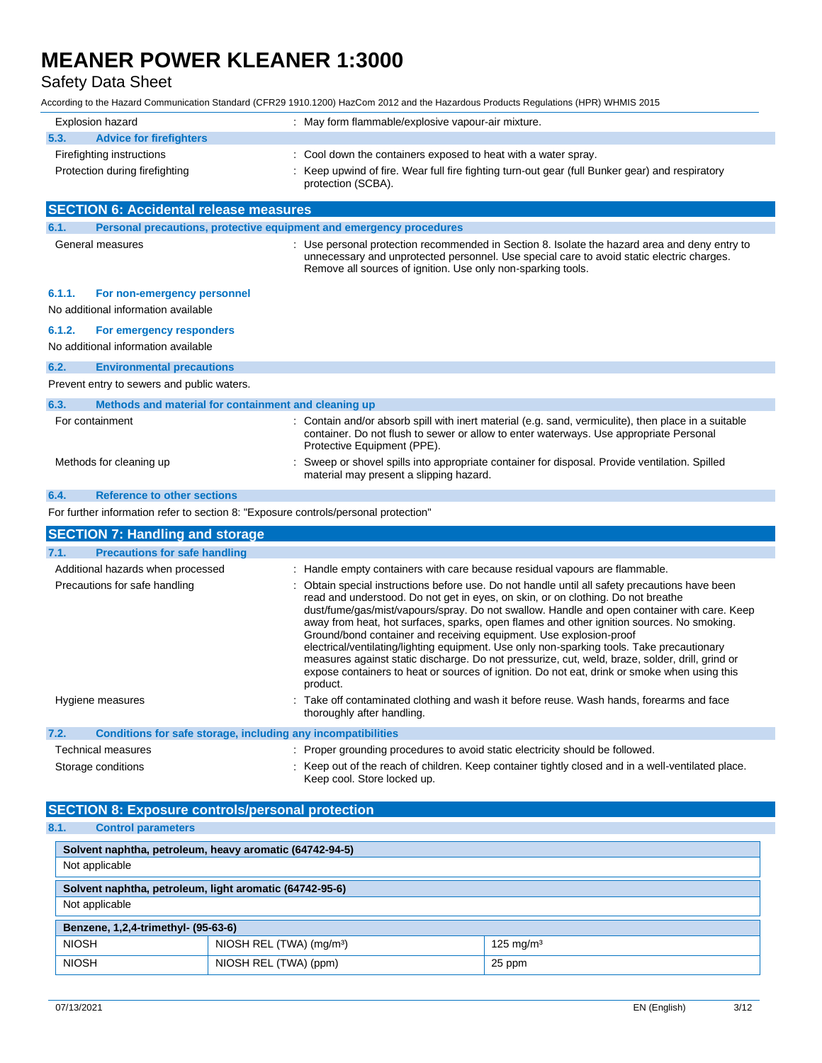| | |
|---|---|
| Explosion hazard | : May form flammable/explosive vapour-air mixture. |

### 5.3. Advice for firefighters

| | |
|---|---|
| Firefighting instructions | : Cool down the containers exposed to heat with a water spray. |
| Protection during firefighting | : Keep upwind of fire. Wear full fire fighting turn-out gear (full Bunker gear) and respiratory protection (SCBA). |

## SECTION 6: Accidental release measures

### 6.1. Personal precautions, protective equipment and emergency procedures

| | |
|---|---|
| General measures | : Use personal protection recommended in Section 8. Isolate the hazard area and deny entry to unnecessary and unprotected personnel. Use special care to avoid static electric charges. Remove all sources of ignition. Use only non-sparking tools. |

#### 6.1.1. For non-emergency personnel

No additional information available

#### 6.1.2. For emergency responders

No additional information available

### 6.2. Environmental precautions

Prevent entry to sewers and public waters.

### 6.3. Methods and material for containment and cleaning up

| | |
|---|---|
| For containment | : Contain and/or absorb spill with inert material (e.g. sand, vermiculite), then place in a suitable container. Do not flush to sewer or allow to enter waterways. Use appropriate Personal Protective Equipment (PPE). |
| Methods for cleaning up | : Sweep or shovel spills into appropriate container for disposal. Provide ventilation. Spilled material may present a slipping hazard. |

### 6.4. Reference to other sections

For further information refer to section 8: "Exposure controls/personal protection"

## SECTION 7: Handling and storage

### 7.1. Precautions for safe handling

| | |
|---|---|
| Additional hazards when processed | : Handle empty containers with care because residual vapours are flammable. |
| Precautions for safe handling | : Obtain special instructions before use. Do not handle until all safety precautions have been read and understood. Do not get in eyes, on skin, or on clothing. Do not breathe dust/fume/gas/mist/vapours/spray. Do not swallow. Handle and open container with care. Keep away from heat, hot surfaces, sparks, open flames and other ignition sources. No smoking. Ground/bond container and receiving equipment. Use explosion-proof electrical/ventilating/lighting equipment. Use only non-sparking tools. Take precautionary measures against static discharge. Do not pressurize, cut, weld, braze, solder, drill, grind or expose containers to heat or sources of ignition. Do not eat, drink or smoke when using this product. |
| Hygiene measures | : Take off contaminated clothing and wash it before reuse. Wash hands, forearms and face thoroughly after handling. |

### 7.2. Conditions for safe storage, including any incompatibilities

| | |
|---|---|
| Technical measures | : Proper grounding procedures to avoid static electricity should be followed. |
| Storage conditions | : Keep out of the reach of children. Keep container tightly closed and in a well-ventilated place. Keep cool. Store locked up. |

## SECTION 8: Exposure controls/personal protection

### 8.1. Control parameters

| **Solvent naphtha, petroleum, heavy aromatic (64742-94-5)** | | |
|---|---|---|
| Not applicable | | |

| **Solvent naphtha, petroleum, light aromatic (64742-95-6)** | | |
|---|---|---|
| Not applicable | | |

| **Benzene, 1,2,4-trimethyl- (95-63-6)** | | |
|---|---|---|
| NIOSH | NIOSH REL (TWA) (mg/m³) | 125 mg/m³ |
| NIOSH | NIOSH REL (TWA) (ppm) | 25 ppm |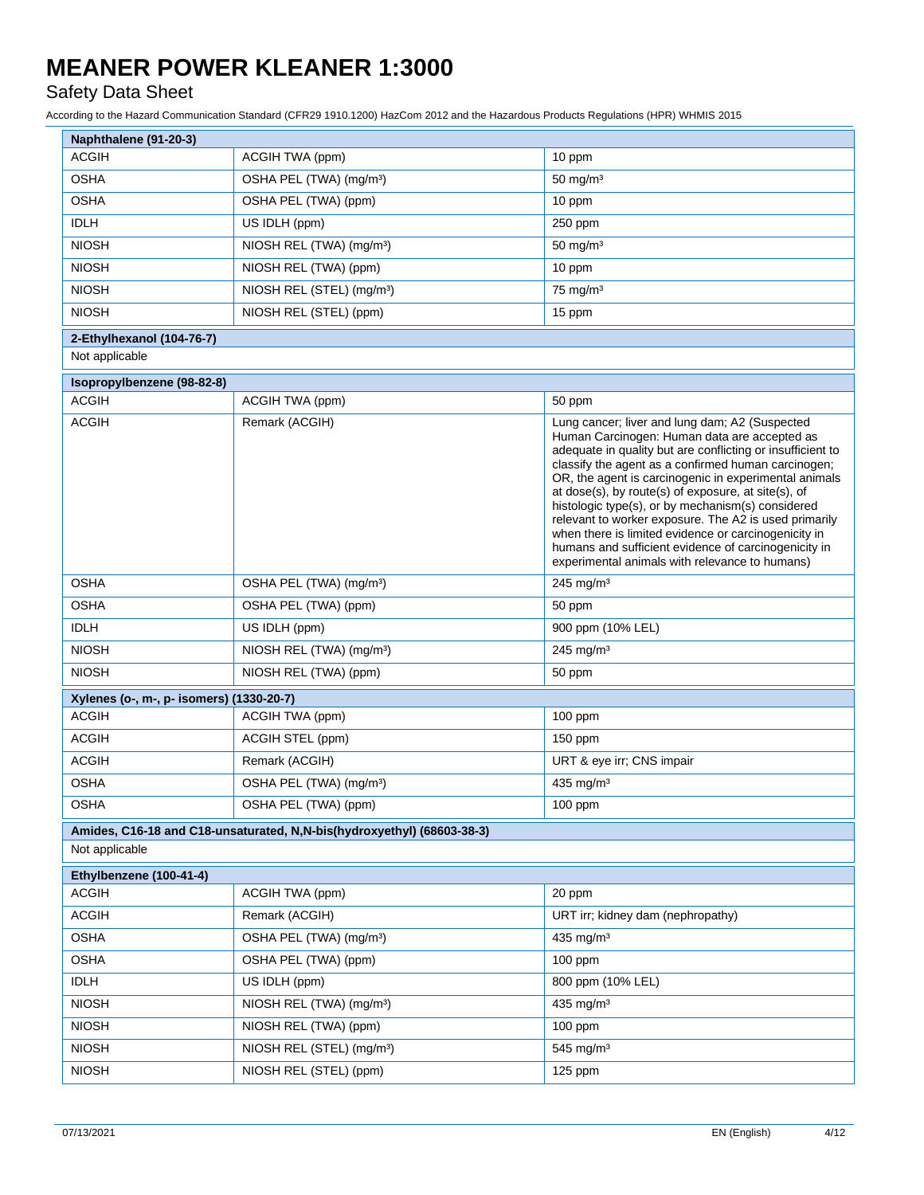| Naphthalene (91-20-3) | | |
|---|---|---|
| ACGIH | ACGIH TWA (ppm) | 10 ppm |
| OSHA | OSHA PEL (TWA) (mg/m³) | 50 mg/m³ |
| OSHA | OSHA PEL (TWA) (ppm) | 10 ppm |
| IDLH | US IDLH (ppm) | 250 ppm |
| NIOSH | NIOSH REL (TWA) (mg/m³) | 50 mg/m³ |
| NIOSH | NIOSH REL (TWA) (ppm) | 10 ppm |
| NIOSH | NIOSH REL (STEL) (mg/m³) | 75 mg/m³ |
| NIOSH | NIOSH REL (STEL) (ppm) | 15 ppm |

| 2-Ethylhexanol (104-76-7) |
|---|
| Not applicable |

| Isopropylbenzene (98-82-8) | | |
|---|---|---|
| ACGIH | ACGIH TWA (ppm) | 50 ppm |
| ACGIH | Remark (ACGIH) | Lung cancer; liver and lung dam; A2 (Suspected Human Carcinogen: Human data are accepted as adequate in quality but are conflicting or insufficient to classify the agent as a confirmed human carcinogen; OR, the agent is carcinogenic in experimental animals at dose(s), by route(s) of exposure, at site(s), of histologic type(s), or by mechanism(s) considered relevant to worker exposure. The A2 is used primarily when there is limited evidence or carcinogenicity in humans and sufficient evidence of carcinogenicity in experimental animals with relevance to humans) |
| OSHA | OSHA PEL (TWA) (mg/m³) | 245 mg/m³ |
| OSHA | OSHA PEL (TWA) (ppm) | 50 ppm |
| IDLH | US IDLH (ppm) | 900 ppm (10% LEL) |
| NIOSH | NIOSH REL (TWA) (mg/m³) | 245 mg/m³ |
| NIOSH | NIOSH REL (TWA) (ppm) | 50 ppm |

| Xylenes (o-, m-, p- isomers) (1330-20-7) | | |
|---|---|---|
| ACGIH | ACGIH TWA (ppm) | 100 ppm |
| ACGIH | ACGIH STEL (ppm) | 150 ppm |
| ACGIH | Remark (ACGIH) | URT & eye irr; CNS impair |
| OSHA | OSHA PEL (TWA) (mg/m³) | 435 mg/m³ |
| OSHA | OSHA PEL (TWA) (ppm) | 100 ppm |

| Amides, C16-18 and C18-unsaturated, N,N-bis(hydroxyethyl) (68603-38-3) |
|---|
| Not applicable |

| Ethylbenzene (100-41-4) | | |
|---|---|---|
| ACGIH | ACGIH TWA (ppm) | 20 ppm |
| ACGIH | Remark (ACGIH) | URT irr; kidney dam (nephropathy) |
| OSHA | OSHA PEL (TWA) (mg/m³) | 435 mg/m³ |
| OSHA | OSHA PEL (TWA) (ppm) | 100 ppm |
| IDLH | US IDLH (ppm) | 800 ppm (10% LEL) |
| NIOSH | NIOSH REL (TWA) (mg/m³) | 435 mg/m³ |
| NIOSH | NIOSH REL (TWA) (ppm) | 100 ppm |
| NIOSH | NIOSH REL (STEL) (mg/m³) | 545 mg/m³ |
| NIOSH | NIOSH REL (STEL) (ppm) | 125 ppm |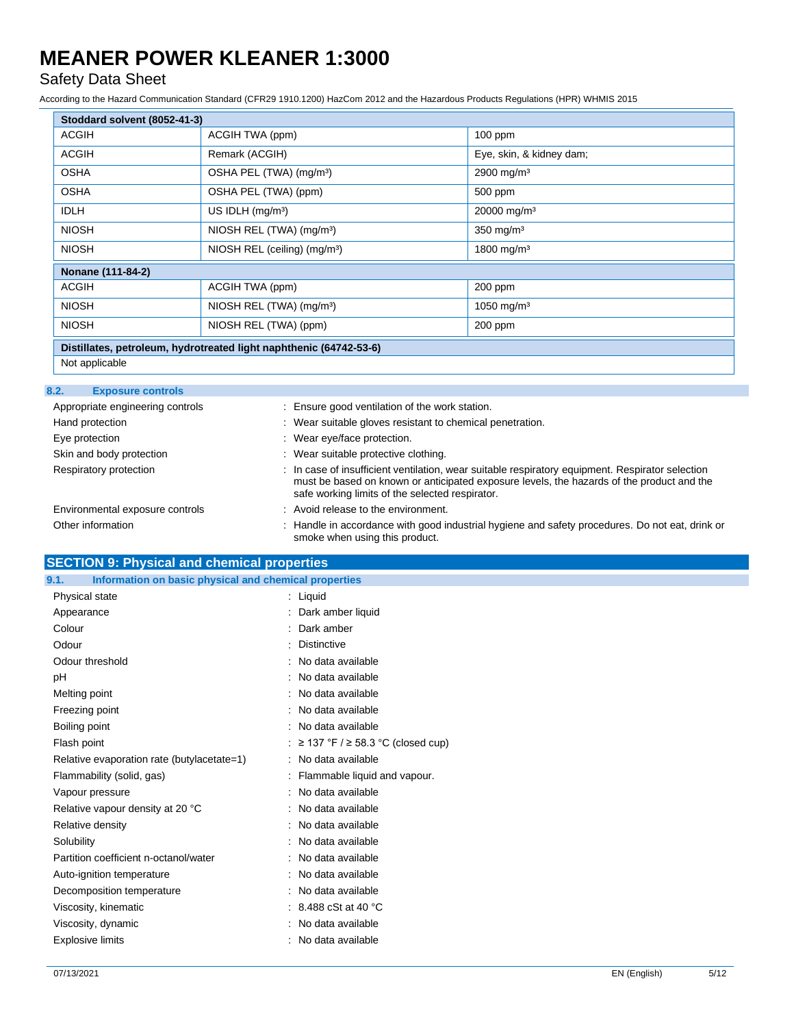| Stoddard solvent (8052-41-3) | | |
|---|---|---|
| ACGIH | ACGIH TWA (ppm) | 100 ppm |
| ACGIH | Remark (ACGIH) | Eye, skin, & kidney dam; |
| OSHA | OSHA PEL (TWA) (mg/m³) | 2900 mg/m³ |
| OSHA | OSHA PEL (TWA) (ppm) | 500 ppm |
| IDLH | US IDLH (mg/m³) | 20000 mg/m³ |
| NIOSH | NIOSH REL (TWA) (mg/m³) | 350 mg/m³ |
| NIOSH | NIOSH REL (ceiling) (mg/m³) | 1800 mg/m³ |

| Nonane (111-84-2) | | |
|---|---|---|
| ACGIH | ACGIH TWA (ppm) | 200 ppm |
| NIOSH | NIOSH REL (TWA) (mg/m³) | 1050 mg/m³ |
| NIOSH | NIOSH REL (TWA) (ppm) | 200 ppm |

| Distillates, petroleum, hydrotreated light naphthenic (64742-53-6) |
|---|
| Not applicable |

### 8.2. Exposure controls

Appropriate engineering controls : Ensure good ventilation of the work station.

Hand protection : Wear suitable gloves resistant to chemical penetration.

Eye protection : Wear eye/face protection.

Skin and body protection : Wear suitable protective clothing.

Respiratory protection : In case of insufficient ventilation, wear suitable respiratory equipment. Respirator selection must be based on known or anticipated exposure levels, the hazards of the product and the safe working limits of the selected respirator.

Environmental exposure controls : Avoid release to the environment.

Other information : Handle in accordance with good industrial hygiene and safety procedures. Do not eat, drink or smoke when using this product.

## SECTION 9: Physical and chemical properties

### 9.1. Information on basic physical and chemical properties

| | |
|---|---|
| Physical state | : Liquid |
| Appearance | : Dark amber liquid |
| Colour | : Dark amber |
| Odour | : Distinctive |
| Odour threshold | : No data available |
| pH | : No data available |
| Melting point | : No data available |
| Freezing point | : No data available |
| Boiling point | : No data available |
| Flash point | : ≥ 137 °F / ≥ 58.3 °C (closed cup) |
| Relative evaporation rate (butylacetate=1) | : No data available |
| Flammability (solid, gas) | : Flammable liquid and vapour. |
| Vapour pressure | : No data available |
| Relative vapour density at 20 °C | : No data available |
| Relative density | : No data available |
| Solubility | : No data available |
| Partition coefficient n-octanol/water | : No data available |
| Auto-ignition temperature | : No data available |
| Decomposition temperature | : No data available |
| Viscosity, kinematic | : 8.488 cSt at 40 °C |
| Viscosity, dynamic | : No data available |
| Explosive limits | : No data available |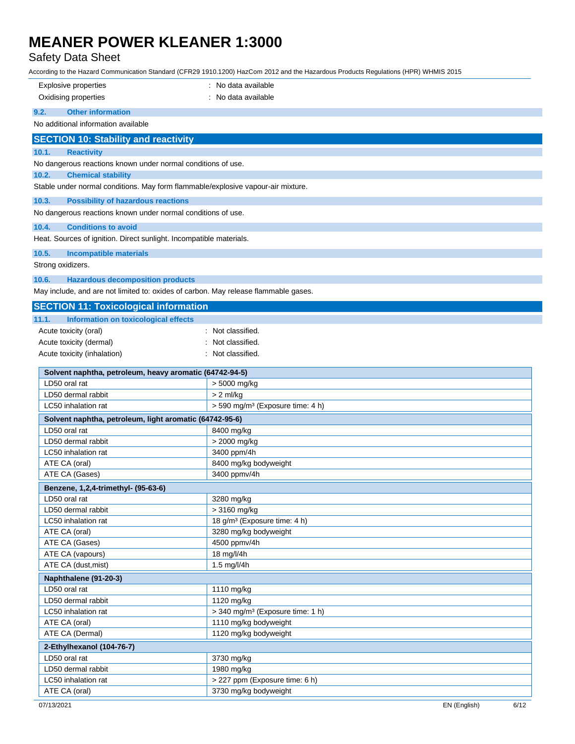| | |
|---|---|
| Explosive properties | : No data available |
| Oxidising properties | : No data available |

### 9.2. Other information

No additional information available

## SECTION 10: Stability and reactivity

### 10.1. Reactivity

No dangerous reactions known under normal conditions of use.

### 10.2. Chemical stability

Stable under normal conditions. May form flammable/explosive vapour-air mixture.

### 10.3. Possibility of hazardous reactions

No dangerous reactions known under normal conditions of use.

### 10.4. Conditions to avoid

Heat. Sources of ignition. Direct sunlight. Incompatible materials.

### 10.5. Incompatible materials

Strong oxidizers.

### 10.6. Hazardous decomposition products

May include, and are not limited to: oxides of carbon. May release flammable gases.

## SECTION 11: Toxicological information

### 11.1. Information on toxicological effects

| | |
|---|---|
| Acute toxicity (oral) | : Not classified. |
| Acute toxicity (dermal) | : Not classified. |
| Acute toxicity (inhalation) | : Not classified. |

| Solvent naphtha, petroleum, heavy aromatic (64742-94-5) | |
|---|---|
| LD50 oral rat | > 5000 mg/kg |
| LD50 dermal rabbit | > 2 ml/kg |
| LC50 inhalation rat | > 590 mg/m³ (Exposure time: 4 h) |
| **Solvent naphtha, petroleum, light aromatic (64742-95-6)** | |
| LD50 oral rat | 8400 mg/kg |
| LD50 dermal rabbit | > 2000 mg/kg |
| LC50 inhalation rat | 3400 ppm/4h |
| ATE CA (oral) | 8400 mg/kg bodyweight |
| ATE CA (Gases) | 3400 ppmv/4h |
| **Benzene, 1,2,4-trimethyl- (95-63-6)** | |
| LD50 oral rat | 3280 mg/kg |
| LD50 dermal rabbit | > 3160 mg/kg |
| LC50 inhalation rat | 18 g/m³ (Exposure time: 4 h) |
| ATE CA (oral) | 3280 mg/kg bodyweight |
| ATE CA (Gases) | 4500 ppmv/4h |
| ATE CA (vapours) | 18 mg/l/4h |
| ATE CA (dust,mist) | 1.5 mg/l/4h |
| **Naphthalene (91-20-3)** | |
| LD50 oral rat | 1110 mg/kg |
| LD50 dermal rabbit | 1120 mg/kg |
| LC50 inhalation rat | > 340 mg/m³ (Exposure time: 1 h) |
| ATE CA (oral) | 1110 mg/kg bodyweight |
| ATE CA (Dermal) | 1120 mg/kg bodyweight |
| **2-Ethylhexanol (104-76-7)** | |
| LD50 oral rat | 3730 mg/kg |
| LD50 dermal rabbit | 1980 mg/kg |
| LC50 inhalation rat | > 227 ppm (Exposure time: 6 h) |
| ATE CA (oral) | 3730 mg/kg bodyweight |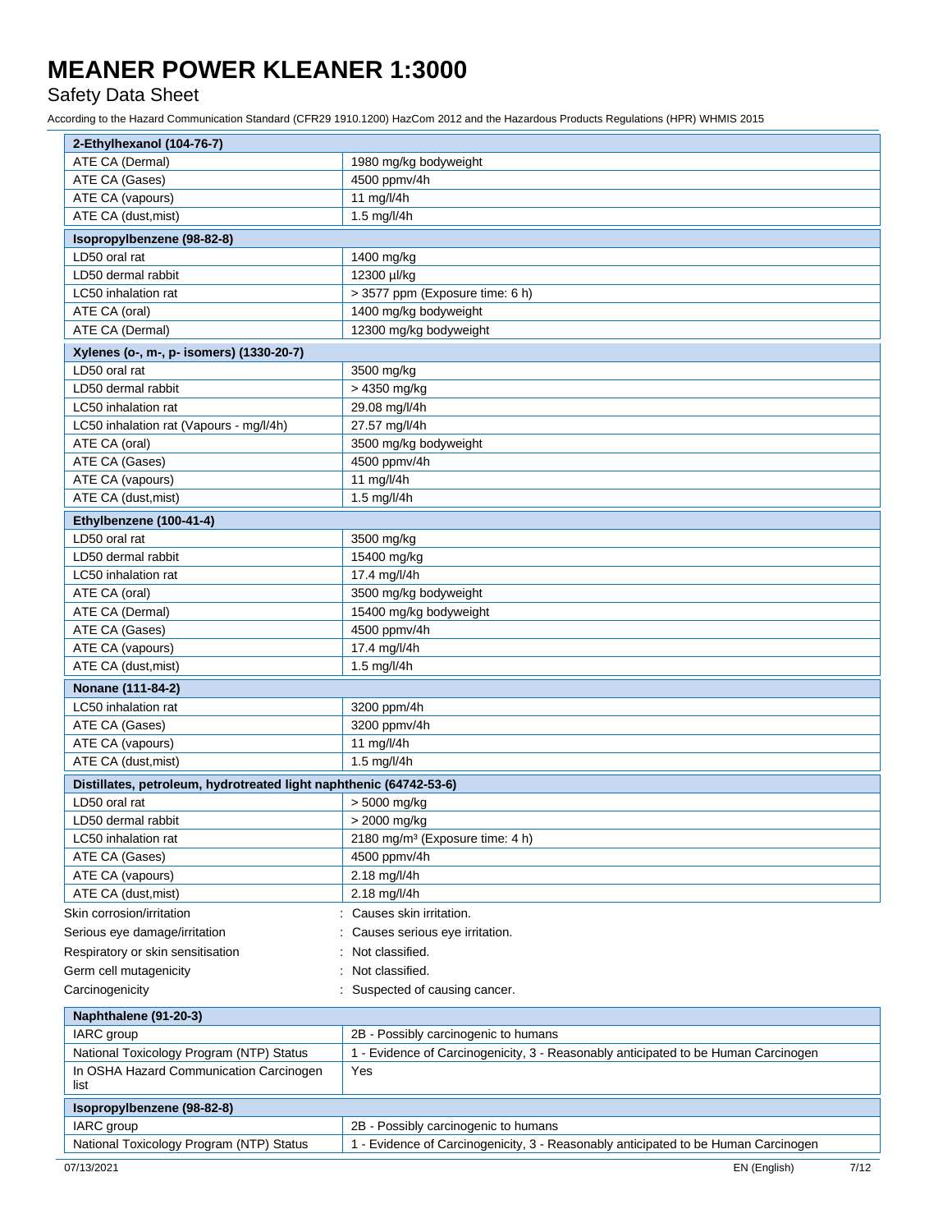| 2-Ethylhexanol (104-76-7) | |
|---|---|
| ATE CA (Dermal) | 1980 mg/kg bodyweight |
| ATE CA (Gases) | 4500 ppmv/4h |
| ATE CA (vapours) | 11 mg/l/4h |
| ATE CA (dust,mist) | 1.5 mg/l/4h |

| Isopropylbenzene (98-82-8) | |
|---|---|
| LD50 oral rat | 1400 mg/kg |
| LD50 dermal rabbit | 12300 µl/kg |
| LC50 inhalation rat | > 3577 ppm (Exposure time: 6 h) |
| ATE CA (oral) | 1400 mg/kg bodyweight |
| ATE CA (Dermal) | 12300 mg/kg bodyweight |

| Xylenes (o-, m-, p- isomers) (1330-20-7) | |
|---|---|
| LD50 oral rat | 3500 mg/kg |
| LD50 dermal rabbit | > 4350 mg/kg |
| LC50 inhalation rat | 29.08 mg/l/4h |
| LC50 inhalation rat (Vapours - mg/l/4h) | 27.57 mg/l/4h |
| ATE CA (oral) | 3500 mg/kg bodyweight |
| ATE CA (Gases) | 4500 ppmv/4h |
| ATE CA (vapours) | 11 mg/l/4h |
| ATE CA (dust,mist) | 1.5 mg/l/4h |

| Ethylbenzene (100-41-4) | |
|---|---|
| LD50 oral rat | 3500 mg/kg |
| LD50 dermal rabbit | 15400 mg/kg |
| LC50 inhalation rat | 17.4 mg/l/4h |
| ATE CA (oral) | 3500 mg/kg bodyweight |
| ATE CA (Dermal) | 15400 mg/kg bodyweight |
| ATE CA (Gases) | 4500 ppmv/4h |
| ATE CA (vapours) | 17.4 mg/l/4h |
| ATE CA (dust,mist) | 1.5 mg/l/4h |

| Nonane (111-84-2) | |
|---|---|
| LC50 inhalation rat | 3200 ppm/4h |
| ATE CA (Gases) | 3200 ppmv/4h |
| ATE CA (vapours) | 11 mg/l/4h |
| ATE CA (dust,mist) | 1.5 mg/l/4h |

| Distillates, petroleum, hydrotreated light naphthenic (64742-53-6) | |
|---|---|
| LD50 oral rat | > 5000 mg/kg |
| LD50 dermal rabbit | > 2000 mg/kg |
| LC50 inhalation rat | 2180 mg/m³ (Exposure time: 4 h) |
| ATE CA (Gases) | 4500 ppmv/4h |
| ATE CA (vapours) | 2.18 mg/l/4h |
| ATE CA (dust,mist) | 2.18 mg/l/4h |

Skin corrosion/irritation : Causes skin irritation.

Serious eye damage/irritation : Causes serious eye irritation.

Respiratory or skin sensitisation : Not classified.

Germ cell mutagenicity : Not classified.

Carcinogenicity : Suspected of causing cancer.

| Naphthalene (91-20-3) | |
|---|---|
| IARC group | 2B - Possibly carcinogenic to humans |
| National Toxicology Program (NTP) Status | 1 - Evidence of Carcinogenicity, 3 - Reasonably anticipated to be Human Carcinogen |
| In OSHA Hazard Communication Carcinogen list | Yes |

| Isopropylbenzene (98-82-8) | |
|---|---|
| IARC group | 2B - Possibly carcinogenic to humans |
| National Toxicology Program (NTP) Status | 1 - Evidence of Carcinogenicity, 3 - Reasonably anticipated to be Human Carcinogen |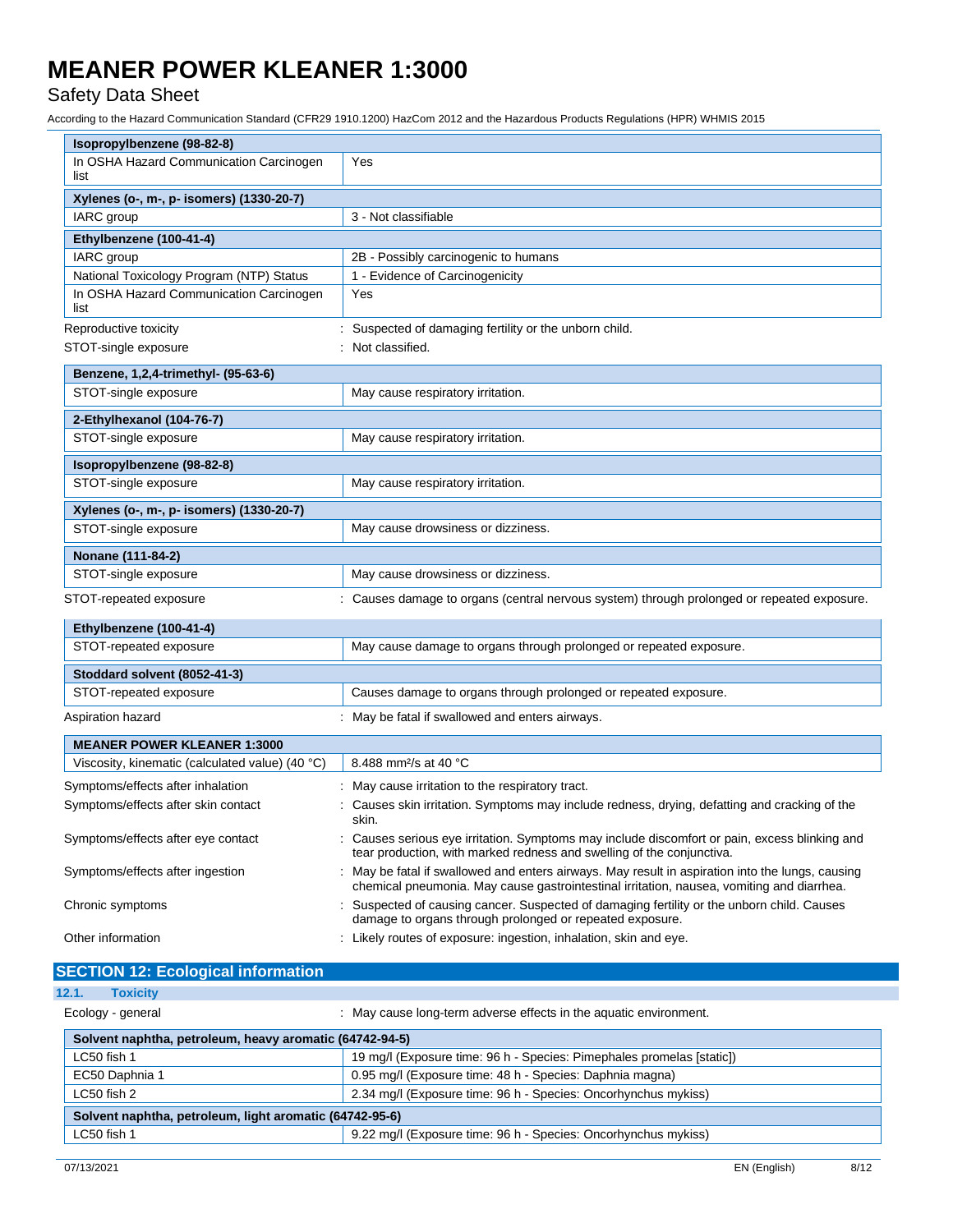| Isopropylbenzene (98-82-8) | |
|---|---|
| In OSHA Hazard Communication Carcinogen list | Yes |

| Xylenes (o-, m-, p- isomers) (1330-20-7) | |
|---|---|
| IARC group | 3 - Not classifiable |

| Ethylbenzene (100-41-4) | |
|---|---|
| IARC group | 2B - Possibly carcinogenic to humans |
| National Toxicology Program (NTP) Status | 1 - Evidence of Carcinogenicity |
| In OSHA Hazard Communication Carcinogen list | Yes |

Reproductive toxicity : Suspected of damaging fertility or the unborn child.

STOT-single exposure : Not classified.

| Benzene, 1,2,4-trimethyl- (95-63-6) | |
|---|---|
| STOT-single exposure | May cause respiratory irritation. |

| 2-Ethylhexanol (104-76-7) | |
|---|---|
| STOT-single exposure | May cause respiratory irritation. |

| Isopropylbenzene (98-82-8) | |
|---|---|
| STOT-single exposure | May cause respiratory irritation. |

| Xylenes (o-, m-, p- isomers) (1330-20-7) | |
|---|---|
| STOT-single exposure | May cause drowsiness or dizziness. |

| Nonane (111-84-2) | |
|---|---|
| STOT-single exposure | May cause drowsiness or dizziness. |

STOT-repeated exposure : Causes damage to organs (central nervous system) through prolonged or repeated exposure.

| Ethylbenzene (100-41-4) | |
|---|---|
| STOT-repeated exposure | May cause damage to organs through prolonged or repeated exposure. |

| Stoddard solvent (8052-41-3) | |
|---|---|
| STOT-repeated exposure | Causes damage to organs through prolonged or repeated exposure. |

Aspiration hazard : May be fatal if swallowed and enters airways.

| MEANER POWER KLEANER 1:3000 | |
|---|---|
| Viscosity, kinematic (calculated value) (40 °C) | 8.488 $mm^2/s$ at 40 °C |

Symptoms/effects after inhalation : May cause irritation to the respiratory tract.

Symptoms/effects after skin contact : Causes skin irritation. Symptoms may include redness, drying, defatting and cracking of the skin.

Symptoms/effects after eye contact : Causes serious eye irritation. Symptoms may include discomfort or pain, excess blinking and tear production, with marked redness and swelling of the conjunctiva.

Symptoms/effects after ingestion : May be fatal if swallowed and enters airways. May result in aspiration into the lungs, causing chemical pneumonia. May cause gastrointestinal irritation, nausea, vomiting and diarrhea.

Chronic symptoms : Suspected of causing cancer. Suspected of damaging fertility or the unborn child. Causes damage to organs through prolonged or repeated exposure.

Other information : Likely routes of exposure: ingestion, inhalation, skin and eye.

## SECTION 12: Ecological information

### 12.1. Toxicity

Ecology - general : May cause long-term adverse effects in the aquatic environment.

| Solvent naphtha, petroleum, heavy aromatic (64742-94-5) | |
|---|---|
| LC50 fish 1 | 19 mg/l (Exposure time: 96 h - Species: Pimephales promelas [static]) |
| EC50 Daphnia 1 | 0.95 mg/l (Exposure time: 48 h - Species: Daphnia magna) |
| LC50 fish 2 | 2.34 mg/l (Exposure time: 96 h - Species: Oncorhynchus mykiss) |

| Solvent naphtha, petroleum, light aromatic (64742-95-6) | |
|---|---|
| LC50 fish 1 | 9.22 mg/l (Exposure time: 96 h - Species: Oncorhynchus mykiss) |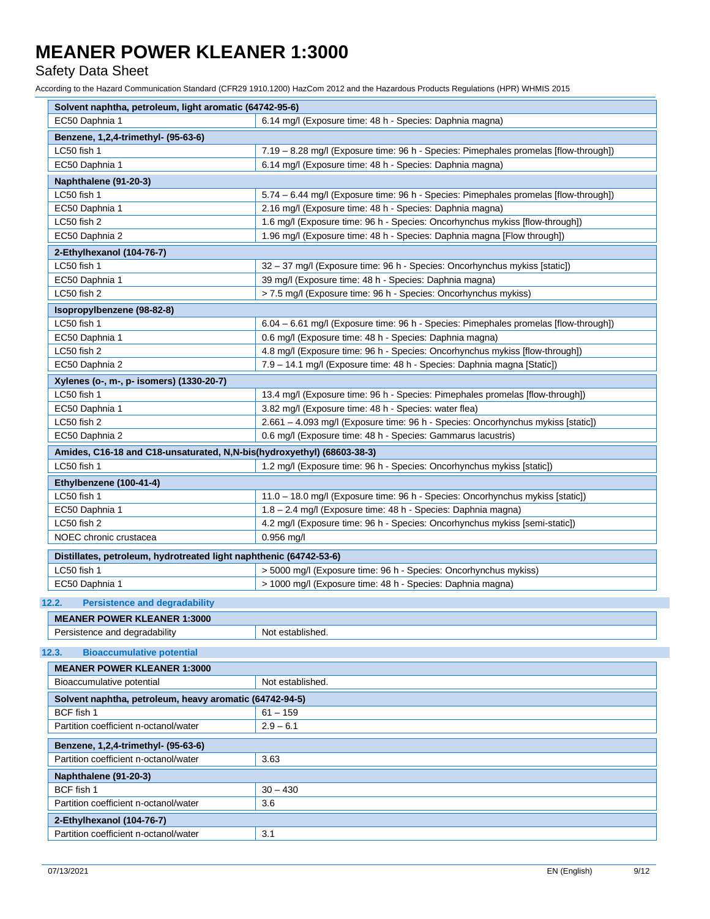| Solvent naphtha, petroleum, light aromatic (64742-95-6) | |
|---|---|
| EC50 Daphnia 1 | 6.14 mg/l (Exposure time: 48 h - Species: Daphnia magna) |

| Benzene, 1,2,4-trimethyl- (95-63-6) | |
|---|---|
| LC50 fish 1 | 7.19 – 8.28 mg/l (Exposure time: 96 h - Species: Pimephales promelas [flow-through]) |
| EC50 Daphnia 1 | 6.14 mg/l (Exposure time: 48 h - Species: Daphnia magna) |

| Naphthalene (91-20-3) | |
|---|---|
| LC50 fish 1 | 5.74 – 6.44 mg/l (Exposure time: 96 h - Species: Pimephales promelas [flow-through]) |
| EC50 Daphnia 1 | 2.16 mg/l (Exposure time: 48 h - Species: Daphnia magna) |
| LC50 fish 2 | 1.6 mg/l (Exposure time: 96 h - Species: Oncorhynchus mykiss [flow-through]) |
| EC50 Daphnia 2 | 1.96 mg/l (Exposure time: 48 h - Species: Daphnia magna [Flow through]) |

| 2-Ethylhexanol (104-76-7) | |
|---|---|
| LC50 fish 1 | 32 – 37 mg/l (Exposure time: 96 h - Species: Oncorhynchus mykiss [static]) |
| EC50 Daphnia 1 | 39 mg/l (Exposure time: 48 h - Species: Daphnia magna) |
| LC50 fish 2 | > 7.5 mg/l (Exposure time: 96 h - Species: Oncorhynchus mykiss) |

| Isopropylbenzene (98-82-8) | |
|---|---|
| LC50 fish 1 | 6.04 – 6.61 mg/l (Exposure time: 96 h - Species: Pimephales promelas [flow-through]) |
| EC50 Daphnia 1 | 0.6 mg/l (Exposure time: 48 h - Species: Daphnia magna) |
| LC50 fish 2 | 4.8 mg/l (Exposure time: 96 h - Species: Oncorhynchus mykiss [flow-through]) |
| EC50 Daphnia 2 | 7.9 – 14.1 mg/l (Exposure time: 48 h - Species: Daphnia magna [Static]) |

| Xylenes (o-, m-, p- isomers) (1330-20-7) | |
|---|---|
| LC50 fish 1 | 13.4 mg/l (Exposure time: 96 h - Species: Pimephales promelas [flow-through]) |
| EC50 Daphnia 1 | 3.82 mg/l (Exposure time: 48 h - Species: water flea) |
| LC50 fish 2 | 2.661 – 4.093 mg/l (Exposure time: 96 h - Species: Oncorhynchus mykiss [static]) |
| EC50 Daphnia 2 | 0.6 mg/l (Exposure time: 48 h - Species: Gammarus lacustris) |

| Amides, C16-18 and C18-unsaturated, N,N-bis(hydroxyethyl) (68603-38-3) | |
|---|---|
| LC50 fish 1 | 1.2 mg/l (Exposure time: 96 h - Species: Oncorhynchus mykiss [static]) |

| Ethylbenzene (100-41-4) | |
|---|---|
| LC50 fish 1 | 11.0 – 18.0 mg/l (Exposure time: 96 h - Species: Oncorhynchus mykiss [static]) |
| EC50 Daphnia 1 | 1.8 – 2.4 mg/l (Exposure time: 48 h - Species: Daphnia magna) |
| LC50 fish 2 | 4.2 mg/l (Exposure time: 96 h - Species: Oncorhynchus mykiss [semi-static]) |
| NOEC chronic crustacea | 0.956 mg/l |

| Distillates, petroleum, hydrotreated light naphthenic (64742-53-6) | |
|---|---|
| LC50 fish 1 | > 5000 mg/l (Exposure time: 96 h - Species: Oncorhynchus mykiss) |
| EC50 Daphnia 1 | > 1000 mg/l (Exposure time: 48 h - Species: Daphnia magna) |

## 12.2. Persistence and degradability

| MEANER POWER KLEANER 1:3000 | |
|---|---|
| Persistence and degradability | Not established. |

## 12.3. Bioaccumulative potential

| MEANER POWER KLEANER 1:3000 | |
|---|---|
| Bioaccumulative potential | Not established. |

| Solvent naphtha, petroleum, heavy aromatic (64742-94-5) | |
|---|---|
| BCF fish 1 | 61 – 159 |
| Partition coefficient n-octanol/water | 2.9 – 6.1 |

| Benzene, 1,2,4-trimethyl- (95-63-6) | |
|---|---|
| Partition coefficient n-octanol/water | 3.63 |

| Naphthalene (91-20-3) | |
|---|---|
| BCF fish 1 | 30 – 430 |
| Partition coefficient n-octanol/water | 3.6 |

| 2-Ethylhexanol (104-76-7) | |
|---|---|
| Partition coefficient n-octanol/water | 3.1 |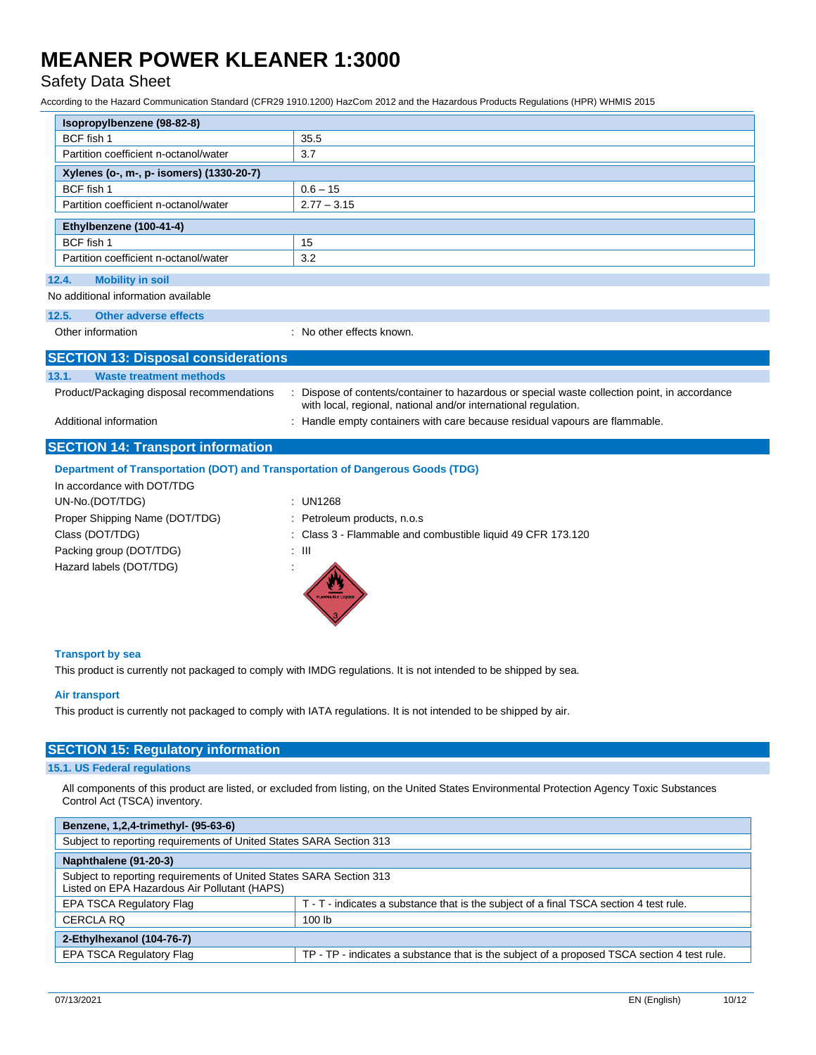| Isopropylbenzene (98-82-8) | |
|---|---|
| BCF fish 1 | 35.5 |
| Partition coefficient n-octanol/water | 3.7 |

| Xylenes (o-, m-, p- isomers) (1330-20-7) | |
|---|---|
| BCF fish 1 | 0.6 – 15 |
| Partition coefficient n-octanol/water | 2.77 – 3.15 |

| Ethylbenzene (100-41-4) | |
|---|---|
| BCF fish 1 | 15 |
| Partition coefficient n-octanol/water | 3.2 |

### 12.4. Mobility in soil

No additional information available

### 12.5. Other adverse effects

Other information : No other effects known.

## SECTION 13: Disposal considerations

### 13.1. Waste treatment methods

Product/Packaging disposal recommendations : Dispose of contents/container to hazardous or special waste collection point, in accordance with local, regional, national and/or international regulation.

Additional information : Handle empty containers with care because residual vapours are flammable.

## SECTION 14: Transport information

### Department of Transportation (DOT) and Transportation of Dangerous Goods (TDG)

In accordance with DOT/TDG

UN-No.(DOT/TDG) : UN1268

Proper Shipping Name (DOT/TDG) : Petroleum products, n.o.s

Class (DOT/TDG) : Class 3 - Flammable and combustible liquid 49 CFR 173.120

Packing group (DOT/TDG) : III

Hazard labels (DOT/TDG) :

### Transport by sea

This product is currently not packaged to comply with IMDG regulations. It is not intended to be shipped by sea.

### Air transport

This product is currently not packaged to comply with IATA regulations. It is not intended to be shipped by air.

## SECTION 15: Regulatory information

### 15.1. US Federal regulations

All components of this product are listed, or excluded from listing, on the United States Environmental Protection Agency Toxic Substances Control Act (TSCA) inventory.

| Benzene, 1,2,4-trimethyl- (95-63-6) |
|---|
| Subject to reporting requirements of United States SARA Section 313 |

| Naphthalene (91-20-3) | |
|---|---|
| Subject to reporting requirements of United States SARA Section 313<br>Listed on EPA Hazardous Air Pollutant (HAPS) | |
| EPA TSCA Regulatory Flag | T - T - indicates a substance that is the subject of a final TSCA section 4 test rule. |
| CERCLA RQ | 100 lb |

| 2-Ethylhexanol (104-76-7) | |
|---|---|
| EPA TSCA Regulatory Flag | TP - TP - indicates a substance that is the subject of a proposed TSCA section 4 test rule. |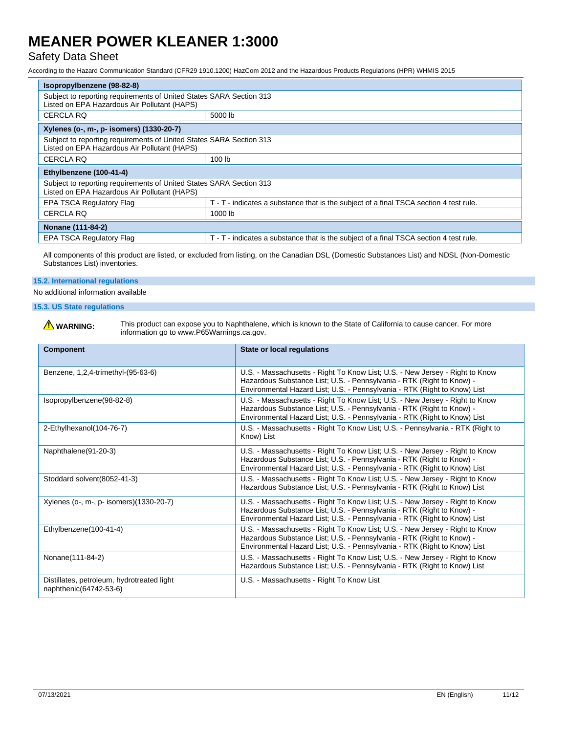| Isopropylbenzene (98-82-8) | |
|---|---|
| Subject to reporting requirements of United States SARA Section 313<br>Listed on EPA Hazardous Air Pollutant (HAPS) | |
| CERCLA RQ | 5000 lb |

| Xylenes (o-, m-, p- isomers) (1330-20-7) | |
|---|---|
| Subject to reporting requirements of United States SARA Section 313<br>Listed on EPA Hazardous Air Pollutant (HAPS) | |
| CERCLA RQ | 100 lb |

| Ethylbenzene (100-41-4) | |
|---|---|
| Subject to reporting requirements of United States SARA Section 313<br>Listed on EPA Hazardous Air Pollutant (HAPS) | |
| EPA TSCA Regulatory Flag | T - T - indicates a substance that is the subject of a final TSCA section 4 test rule. |
| CERCLA RQ | 1000 lb |

| Nonane (111-84-2) | |
|---|---|
| EPA TSCA Regulatory Flag | T - T - indicates a substance that is the subject of a final TSCA section 4 test rule. |

All components of this product are listed, or excluded from listing, on the Canadian DSL (Domestic Substances List) and NDSL (Non-Domestic Substances List) inventories.

### 15.2. International regulations

No additional information available

### 15.3. US State regulations

⚠ **WARNING:** This product can expose you to Naphthalene, which is known to the State of California to cause cancer. For more information go to www.P65Warnings.ca.gov.

| Component | State or local regulations |
|---|---|
| Benzene, 1,2,4-trimethyl-(95-63-6) | U.S. - Massachusetts - Right To Know List; U.S. - New Jersey - Right to Know Hazardous Substance List; U.S. - Pennsylvania - RTK (Right to Know) - Environmental Hazard List; U.S. - Pennsylvania - RTK (Right to Know) List |
| Isopropylbenzene(98-82-8) | U.S. - Massachusetts - Right To Know List; U.S. - New Jersey - Right to Know Hazardous Substance List; U.S. - Pennsylvania - RTK (Right to Know) - Environmental Hazard List; U.S. - Pennsylvania - RTK (Right to Know) List |
| 2-Ethylhexanol(104-76-7) | U.S. - Massachusetts - Right To Know List; U.S. - Pennsylvania - RTK (Right to Know) List |
| Naphthalene(91-20-3) | U.S. - Massachusetts - Right To Know List; U.S. - New Jersey - Right to Know Hazardous Substance List; U.S. - Pennsylvania - RTK (Right to Know) - Environmental Hazard List; U.S. - Pennsylvania - RTK (Right to Know) List |
| Stoddard solvent(8052-41-3) | U.S. - Massachusetts - Right To Know List; U.S. - New Jersey - Right to Know Hazardous Substance List; U.S. - Pennsylvania - RTK (Right to Know) List |
| Xylenes (o-, m-, p- isomers)(1330-20-7) | U.S. - Massachusetts - Right To Know List; U.S. - New Jersey - Right to Know Hazardous Substance List; U.S. - Pennsylvania - RTK (Right to Know) - Environmental Hazard List; U.S. - Pennsylvania - RTK (Right to Know) List |
| Ethylbenzene(100-41-4) | U.S. - Massachusetts - Right To Know List; U.S. - New Jersey - Right to Know Hazardous Substance List; U.S. - Pennsylvania - RTK (Right to Know) - Environmental Hazard List; U.S. - Pennsylvania - RTK (Right to Know) List |
| Nonane(111-84-2) | U.S. - Massachusetts - Right To Know List; U.S. - New Jersey - Right to Know Hazardous Substance List; U.S. - Pennsylvania - RTK (Right to Know) List |
| Distillates, petroleum, hydrotreated light naphthenic(64742-53-6) | U.S. - Massachusetts - Right To Know List |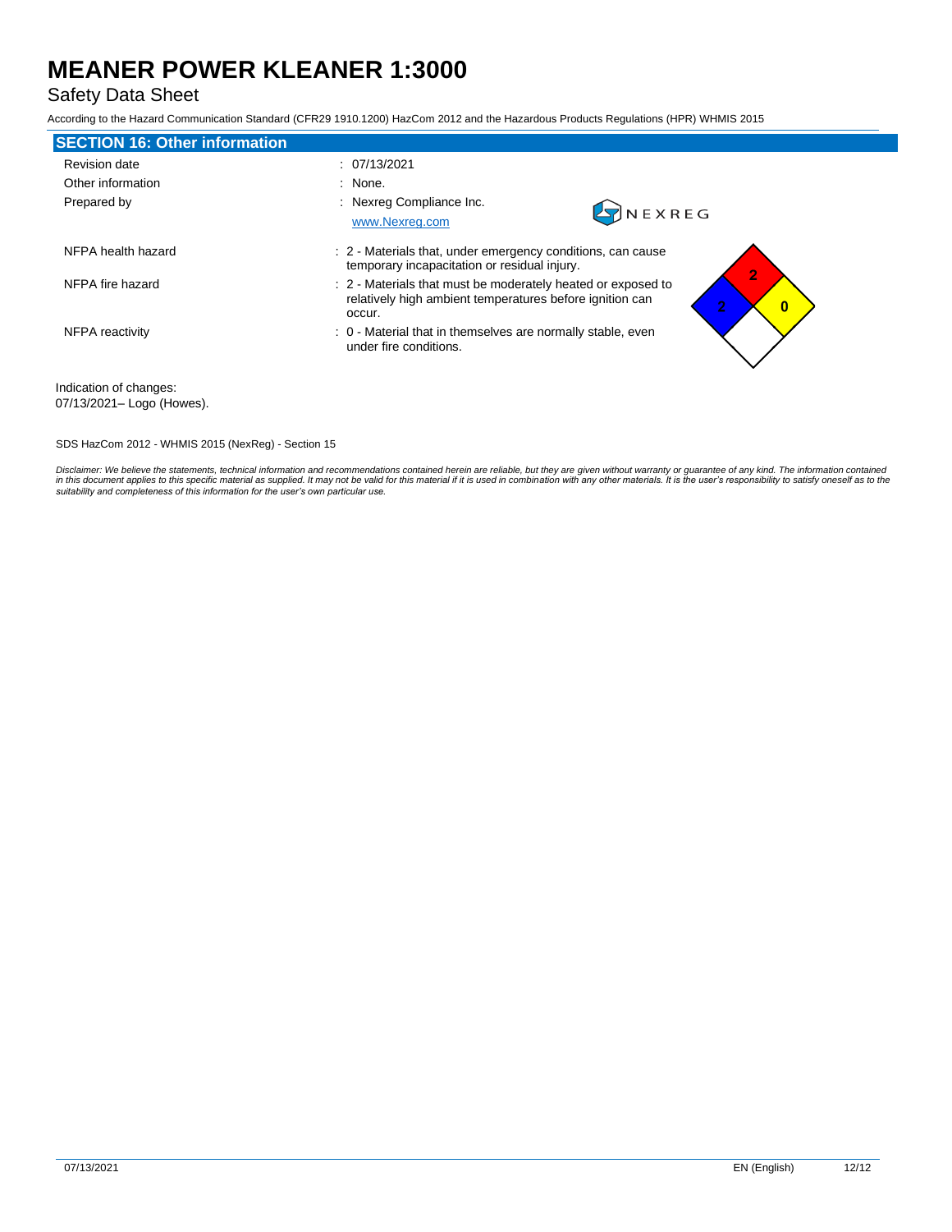# MEANER POWER KLEANER 1:3000

Safety Data Sheet

According to the Hazard Communication Standard (CFR29 1910.1200) HazCom 2012 and the Hazardous Products Regulations (HPR) WHMIS 2015

## SECTION 16: Other information

| | |
|---|---|
| Revision date | : 07/13/2021 |
| Other information | : None. |
| Prepared by | : Nexreg Compliance Inc. www.Nexreg.com |
| NFPA health hazard | : 2 - Materials that, under emergency conditions, can cause temporary incapacitation or residual injury. |
| NFPA fire hazard | : 2 - Materials that must be moderately heated or exposed to relatively high ambient temperatures before ignition can occur. |
| NFPA reactivity | : 0 - Material that in themselves are normally stable, even under fire conditions. |

2
2
0

Indication of changes:
07/13/2021– Logo (Howes).

SDS HazCom 2012 - WHMIS 2015 (NexReg) - Section 15

*Disclaimer: We believe the statements, technical information and recommendations contained herein are reliable, but they are given without warranty or guarantee of any kind. The information contained in this document applies to this specific material as supplied. It may not be valid for this material if it is used in combination with any other materials. It is the user's responsibility to satisfy oneself as to the suitability and completeness of this information for the user's own particular use.*